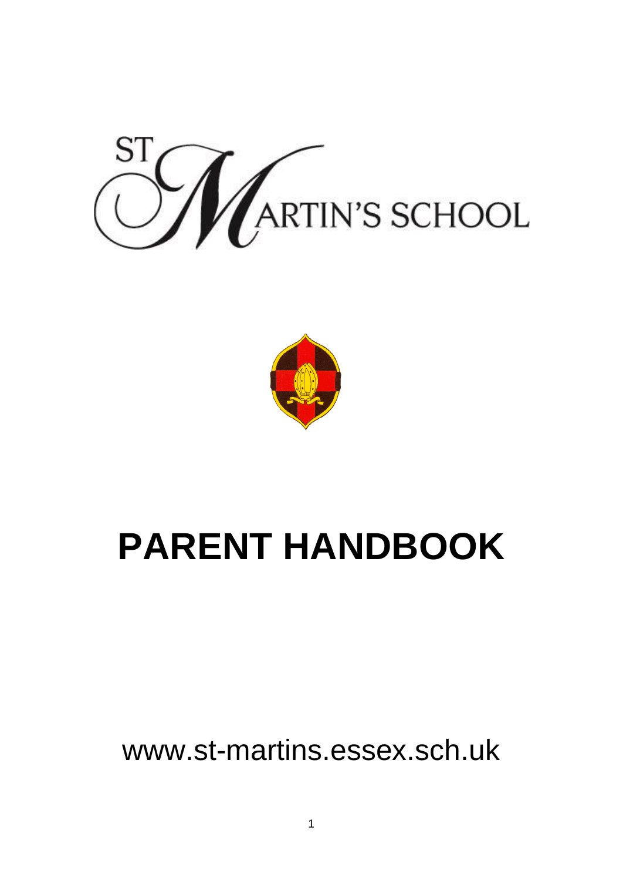ST MARTIN'S SCHOOL

# PARENT HANDBOOK

www.st-martins.essex.sch.uk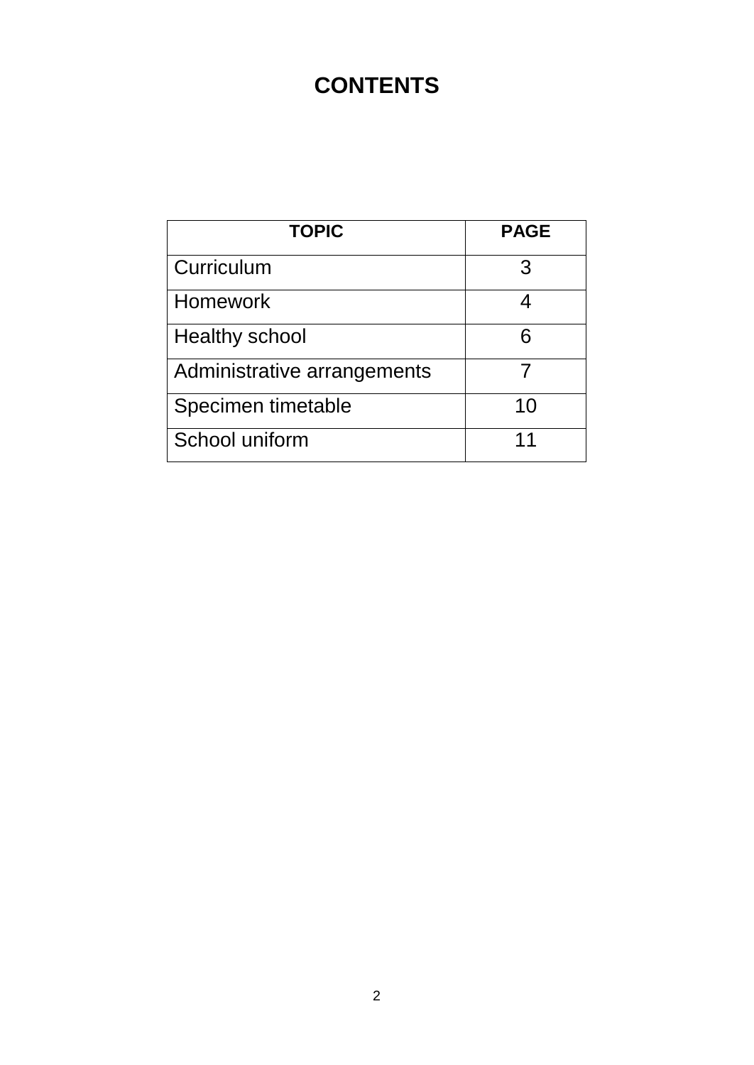# CONTENTS

| TOPIC | PAGE |
|---|---|
| Curriculum | 3 |
| Homework | 4 |
| Healthy school | 6 |
| Administrative arrangements | 7 |
| Specimen timetable | 10 |
| School uniform | 11 |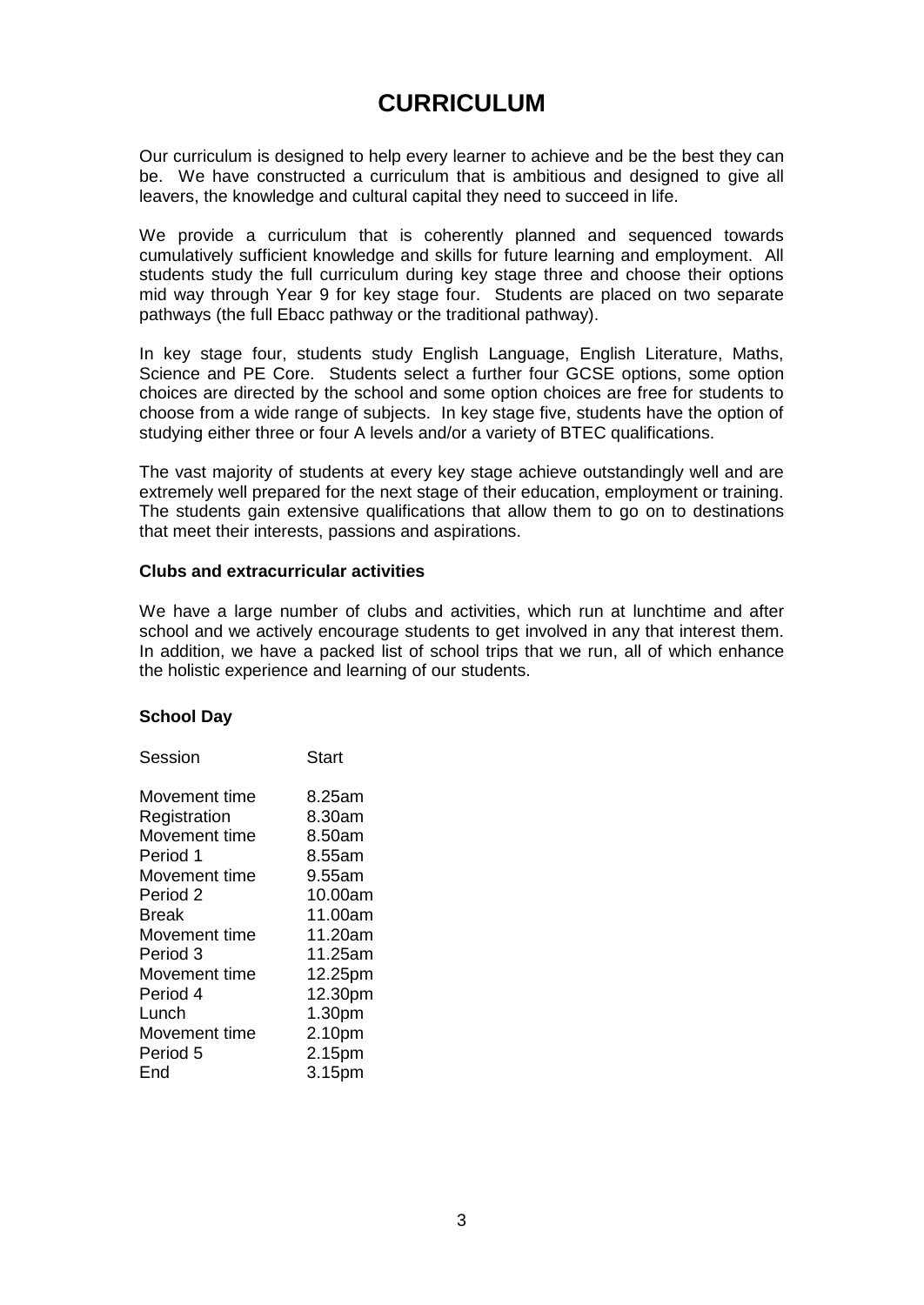# CURRICULUM

Our curriculum is designed to help every learner to achieve and be the best they can be. We have constructed a curriculum that is ambitious and designed to give all leavers, the knowledge and cultural capital they need to succeed in life.

We provide a curriculum that is coherently planned and sequenced towards cumulatively sufficient knowledge and skills for future learning and employment. All students study the full curriculum during key stage three and choose their options mid way through Year 9 for key stage four. Students are placed on two separate pathways (the full Ebacc pathway or the traditional pathway).

In key stage four, students study English Language, English Literature, Maths, Science and PE Core. Students select a further four GCSE options, some option choices are directed by the school and some option choices are free for students to choose from a wide range of subjects. In key stage five, students have the option of studying either three or four A levels and/or a variety of BTEC qualifications.

The vast majority of students at every key stage achieve outstandingly well and are extremely well prepared for the next stage of their education, employment or training. The students gain extensive qualifications that allow them to go on to destinations that meet their interests, passions and aspirations.

**Clubs and extracurricular activities**

We have a large number of clubs and activities, which run at lunchtime and after school and we actively encourage students to get involved in any that interest them. In addition, we have a packed list of school trips that we run, all of which enhance the holistic experience and learning of our students.

**School Day**

| Session | Start |
|---|---|
| Movement time | 8.25am |
| Registration | 8.30am |
| Movement time | 8.50am |
| Period 1 | 8.55am |
| Movement time | 9.55am |
| Period 2 | 10.00am |
| Break | 11.00am |
| Movement time | 11.20am |
| Period 3 | 11.25am |
| Movement time | 12.25pm |
| Period 4 | 12.30pm |
| Lunch | 1.30pm |
| Movement time | 2.10pm |
| Period 5 | 2.15pm |
| End | 3.15pm |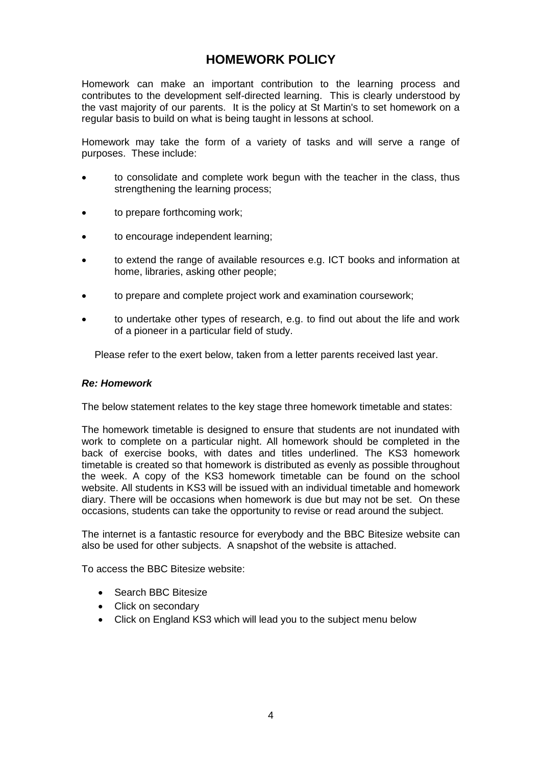# HOMEWORK POLICY

Homework can make an important contribution to the learning process and contributes to the development self-directed learning. This is clearly understood by the vast majority of our parents. It is the policy at St Martin's to set homework on a regular basis to build on what is being taught in lessons at school.

Homework may take the form of a variety of tasks and will serve a range of purposes. These include:

- to consolidate and complete work begun with the teacher in the class, thus strengthening the learning process;
- to prepare forthcoming work;
- to encourage independent learning;
- to extend the range of available resources e.g. ICT books and information at home, libraries, asking other people;
- to prepare and complete project work and examination coursework;
- to undertake other types of research, e.g. to find out about the life and work of a pioneer in a particular field of study.

Please refer to the exert below, taken from a letter parents received last year.

***Re: Homework***

The below statement relates to the key stage three homework timetable and states:

The homework timetable is designed to ensure that students are not inundated with work to complete on a particular night. All homework should be completed in the back of exercise books, with dates and titles underlined. The KS3 homework timetable is created so that homework is distributed as evenly as possible throughout the week. A copy of the KS3 homework timetable can be found on the school website. All students in KS3 will be issued with an individual timetable and homework diary. There will be occasions when homework is due but may not be set. On these occasions, students can take the opportunity to revise or read around the subject.

The internet is a fantastic resource for everybody and the BBC Bitesize website can also be used for other subjects. A snapshot of the website is attached.

To access the BBC Bitesize website:

- Search BBC Bitesize
- Click on secondary
- Click on England KS3 which will lead you to the subject menu below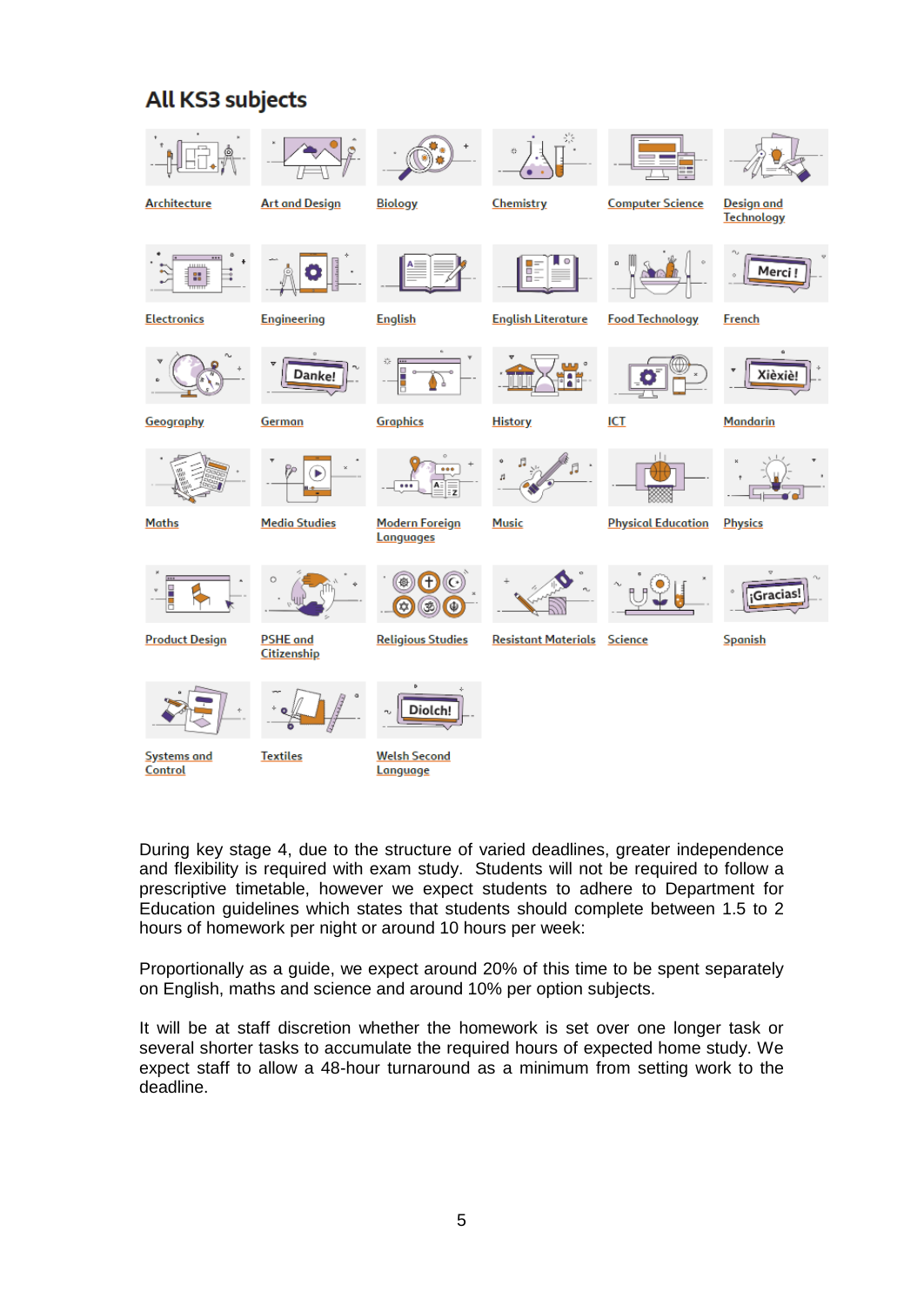## All KS3 subjects

| | | | | | |
|---|---|---|---|---|---|
| Architecture | Art and Design | Biology | Chemistry | Computer Science | Design and Technology |
| Electronics | Engineering | English | English Literature | Food Technology | French |
| Geography | German | Graphics | History | ICT | Mandarin |
| Maths | Media Studies | Modern Foreign Languages | Music | Physical Education | Physics |
| Product Design | PSHE and Citizenship | Religious Studies | Resistant Materials | Science | Spanish |
| Systems and Control | Textiles | Welsh Second Language | | | |

During key stage 4, due to the structure of varied deadlines, greater independence and flexibility is required with exam study. Students will not be required to follow a prescriptive timetable, however we expect students to adhere to Department for Education guidelines which states that students should complete between 1.5 to 2 hours of homework per night or around 10 hours per week:

Proportionally as a guide, we expect around 20% of this time to be spent separately on English, maths and science and around 10% per option subjects.

It will be at staff discretion whether the homework is set over one longer task or several shorter tasks to accumulate the required hours of expected home study. We expect staff to allow a 48-hour turnaround as a minimum from setting work to the deadline.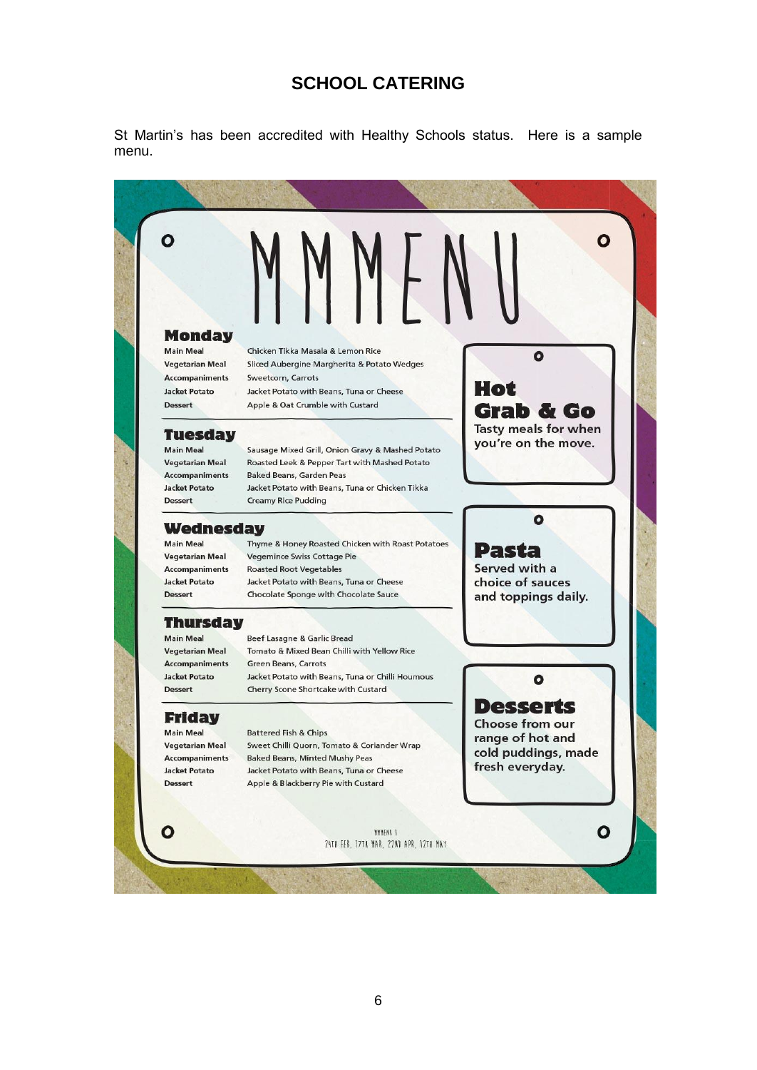# SCHOOL CATERING

St Martin's has been accredited with Healthy Schools status. Here is a sample menu.

# MMMENU

## Monday

| | |
|---|---|
| Main Meal | Chicken Tikka Masala & Lemon Rice |
| Vegetarian Meal | Sliced Aubergine Margherita & Potato Wedges |
| Accompaniments | Sweetcorn, Carrots |
| Jacket Potato | Jacket Potato with Beans, Tuna or Cheese |
| Dessert | Apple & Oat Crumble with Custard |

## Tuesday

| | |
|---|---|
| Main Meal | Sausage Mixed Grill, Onion Gravy & Mashed Potato |
| Vegetarian Meal | Roasted Leek & Pepper Tart with Mashed Potato |
| Accompaniments | Baked Beans, Garden Peas |
| Jacket Potato | Jacket Potato with Beans, Tuna or Chicken Tikka |
| Dessert | Creamy Rice Pudding |

## Wednesday

| | |
|---|---|
| Main Meal | Thyme & Honey Roasted Chicken with Roast Potatoes |
| Vegetarian Meal | Vegemince Swiss Cottage Pie |
| Accompaniments | Roasted Root Vegetables |
| Jacket Potato | Jacket Potato with Beans, Tuna or Cheese |
| Dessert | Chocolate Sponge with Chocolate Sauce |

## Thursday

| | |
|---|---|
| Main Meal | Beef Lasagne & Garlic Bread |
| Vegetarian Meal | Tomato & Mixed Bean Chilli with Yellow Rice |
| Accompaniments | Green Beans, Carrots |
| Jacket Potato | Jacket Potato with Beans, Tuna or Chilli Houmous |
| Dessert | Cherry Scone Shortcake with Custard |

## Friday

| | |
|---|---|
| Main Meal | Battered Fish & Chips |
| Vegetarian Meal | Sweet Chilli Quorn, Tomato & Coriander Wrap |
| Accompaniments | Baked Beans, Minted Mushy Peas |
| Jacket Potato | Jacket Potato with Beans, Tuna or Cheese |
| Dessert | Apple & Blackberry Pie with Custard |

### Hot Grab & Go

Tasty meals for when you're on the move.

### Pasta

Served with a choice of sauces and toppings daily.

### Desserts

Choose from our range of hot and cold puddings, made fresh everyday.

MMMENU 1
24TH FEB, 17TH MAR, 22ND APR, 12TH MAY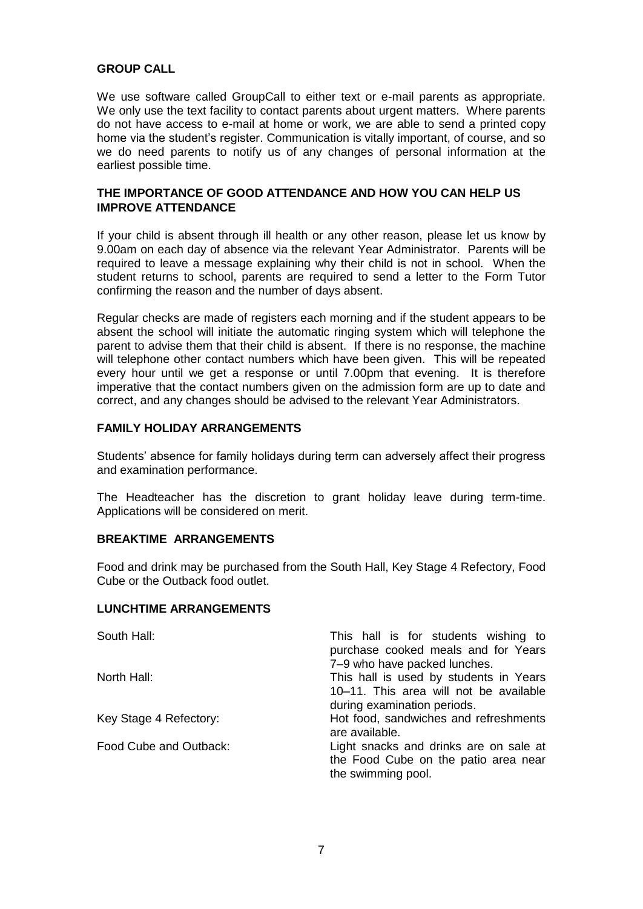## GROUP CALL

We use software called GroupCall to either text or e-mail parents as appropriate. We only use the text facility to contact parents about urgent matters. Where parents do not have access to e-mail at home or work, we are able to send a printed copy home via the student's register. Communication is vitally important, of course, and so we do need parents to notify us of any changes of personal information at the earliest possible time.

## THE IMPORTANCE OF GOOD ATTENDANCE AND HOW YOU CAN HELP US IMPROVE ATTENDANCE

If your child is absent through ill health or any other reason, please let us know by 9.00am on each day of absence via the relevant Year Administrator. Parents will be required to leave a message explaining why their child is not in school. When the student returns to school, parents are required to send a letter to the Form Tutor confirming the reason and the number of days absent.

Regular checks are made of registers each morning and if the student appears to be absent the school will initiate the automatic ringing system which will telephone the parent to advise them that their child is absent. If there is no response, the machine will telephone other contact numbers which have been given. This will be repeated every hour until we get a response or until 7.00pm that evening. It is therefore imperative that the contact numbers given on the admission form are up to date and correct, and any changes should be advised to the relevant Year Administrators.

## FAMILY HOLIDAY ARRANGEMENTS

Students' absence for family holidays during term can adversely affect their progress and examination performance.

The Headteacher has the discretion to grant holiday leave during term-time. Applications will be considered on merit.

## BREAKTIME ARRANGEMENTS

Food and drink may be purchased from the South Hall, Key Stage 4 Refectory, Food Cube or the Outback food outlet.

## LUNCHTIME ARRANGEMENTS

| | |
|---|---|
| South Hall: | This hall is for students wishing to purchase cooked meals and for Years 7–9 who have packed lunches. |
| North Hall: | This hall is used by students in Years 10–11. This area will not be available during examination periods. |
| Key Stage 4 Refectory: | Hot food, sandwiches and refreshments are available. |
| Food Cube and Outback: | Light snacks and drinks are on sale at the Food Cube on the patio area near the swimming pool. |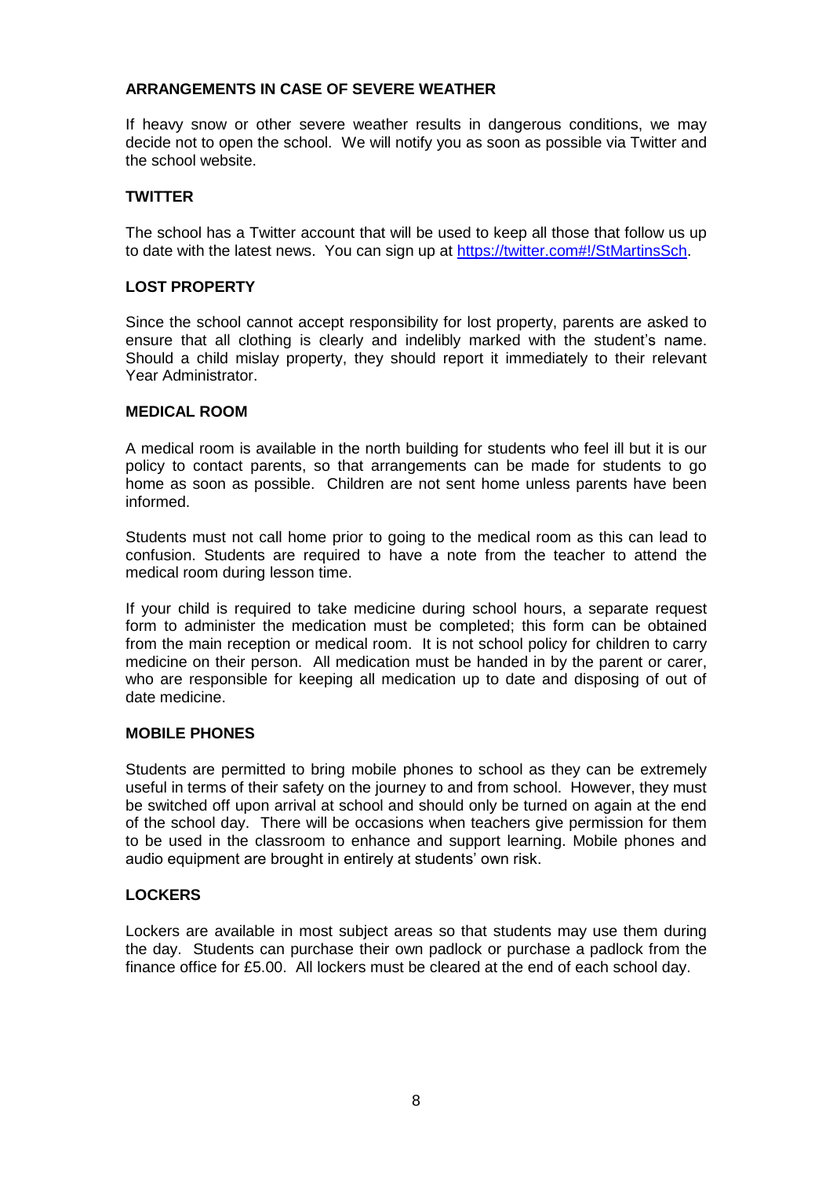## ARRANGEMENTS IN CASE OF SEVERE WEATHER

If heavy snow or other severe weather results in dangerous conditions, we may decide not to open the school. We will notify you as soon as possible via Twitter and the school website.

## TWITTER

The school has a Twitter account that will be used to keep all those that follow us up to date with the latest news. You can sign up at [https://twitter.com#!/StMartinsSch](https://twitter.com#!/StMartinsSch).

## LOST PROPERTY

Since the school cannot accept responsibility for lost property, parents are asked to ensure that all clothing is clearly and indelibly marked with the student's name. Should a child mislay property, they should report it immediately to their relevant Year Administrator.

## MEDICAL ROOM

A medical room is available in the north building for students who feel ill but it is our policy to contact parents, so that arrangements can be made for students to go home as soon as possible. Children are not sent home unless parents have been informed.

Students must not call home prior to going to the medical room as this can lead to confusion. Students are required to have a note from the teacher to attend the medical room during lesson time.

If your child is required to take medicine during school hours, a separate request form to administer the medication must be completed; this form can be obtained from the main reception or medical room. It is not school policy for children to carry medicine on their person. All medication must be handed in by the parent or carer, who are responsible for keeping all medication up to date and disposing of out of date medicine.

## MOBILE PHONES

Students are permitted to bring mobile phones to school as they can be extremely useful in terms of their safety on the journey to and from school. However, they must be switched off upon arrival at school and should only be turned on again at the end of the school day. There will be occasions when teachers give permission for them to be used in the classroom to enhance and support learning. Mobile phones and audio equipment are brought in entirely at students' own risk.

## LOCKERS

Lockers are available in most subject areas so that students may use them during the day. Students can purchase their own padlock or purchase a padlock from the finance office for £5.00. All lockers must be cleared at the end of each school day.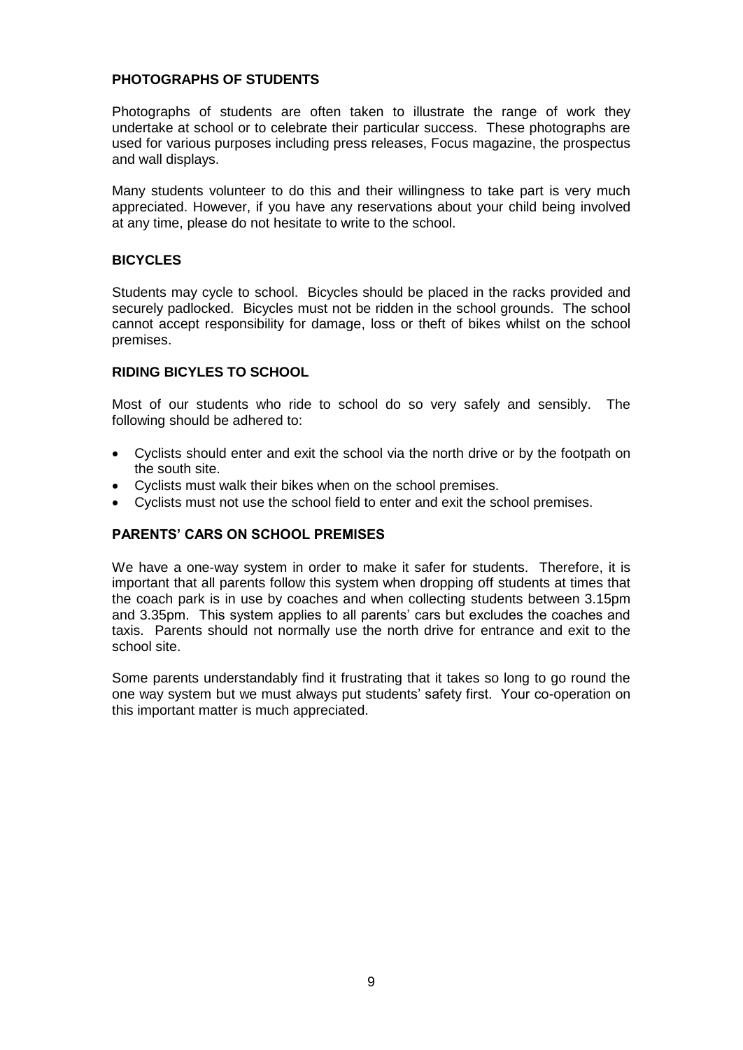## PHOTOGRAPHS OF STUDENTS

Photographs of students are often taken to illustrate the range of work they undertake at school or to celebrate their particular success. These photographs are used for various purposes including press releases, Focus magazine, the prospectus and wall displays.

Many students volunteer to do this and their willingness to take part is very much appreciated. However, if you have any reservations about your child being involved at any time, please do not hesitate to write to the school.

## BICYCLES

Students may cycle to school. Bicycles should be placed in the racks provided and securely padlocked. Bicycles must not be ridden in the school grounds. The school cannot accept responsibility for damage, loss or theft of bikes whilst on the school premises.

## RIDING BICYLES TO SCHOOL

Most of our students who ride to school do so very safely and sensibly. The following should be adhered to:

- Cyclists should enter and exit the school via the north drive or by the footpath on the south site.
- Cyclists must walk their bikes when on the school premises.
- Cyclists must not use the school field to enter and exit the school premises.

## PARENTS' CARS ON SCHOOL PREMISES

We have a one-way system in order to make it safer for students. Therefore, it is important that all parents follow this system when dropping off students at times that the coach park is in use by coaches and when collecting students between 3.15pm and 3.35pm. This system applies to all parents' cars but excludes the coaches and taxis. Parents should not normally use the north drive for entrance and exit to the school site.

Some parents understandably find it frustrating that it takes so long to go round the one way system but we must always put students' safety first. Your co-operation on this important matter is much appreciated.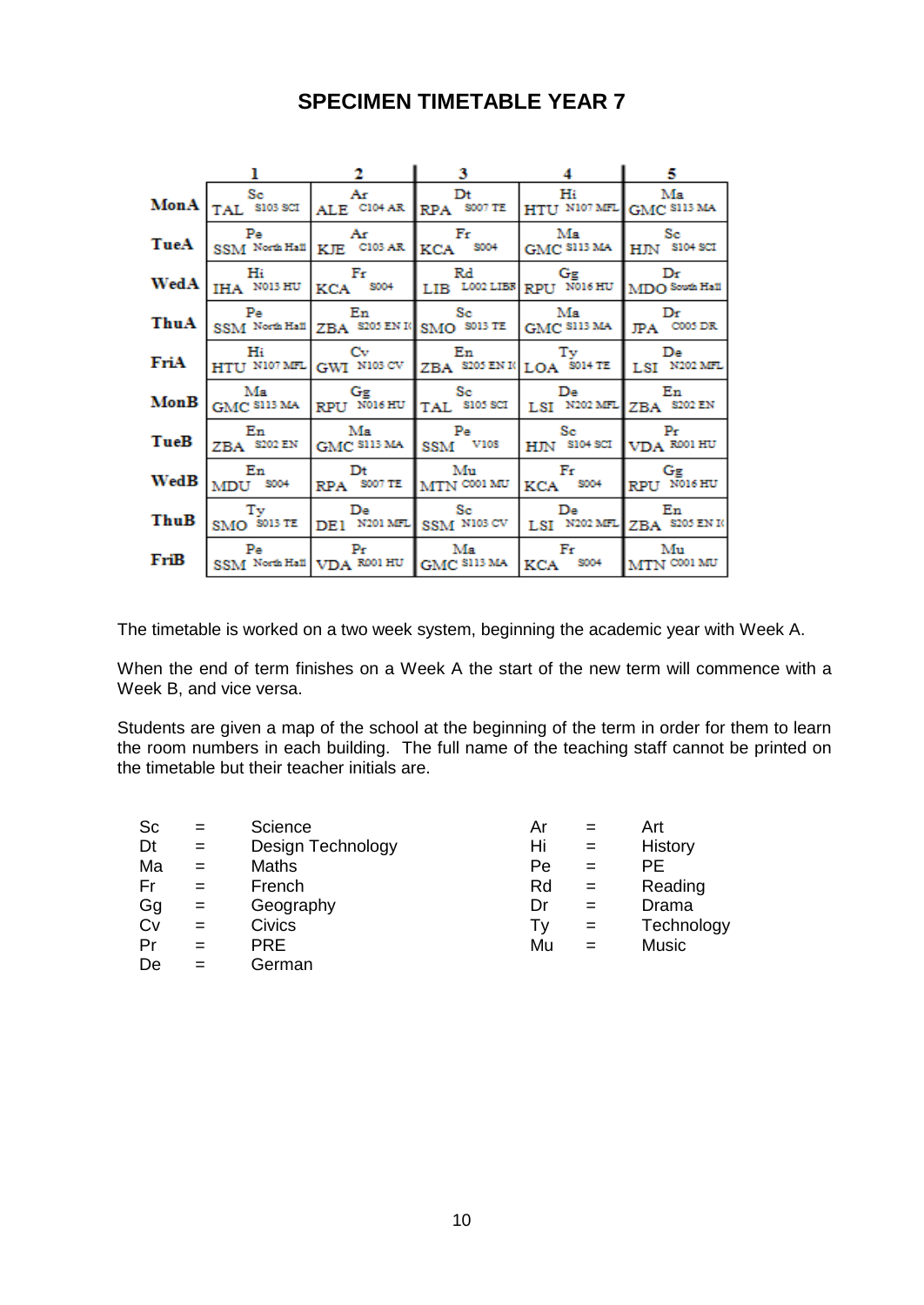# SPECIMEN TIMETABLE YEAR 7

| | 1 | 2 | 3 | 4 | 5 |
|---|---|---|---|---|---|
| **MonA** | Sc TAL S103 SCI | Ar ALE C104 AR | Dt RPA S007 TE | Hi HTU N107 MFL | Ma GMC S113 MA |
| **TueA** | Pe SSM North Hall | Ar KJE C103 AR | Fr KCA S004 | Ma GMC S113 MA | Sc HJN S104 SCI |
| **WedA** | Hi IHA N013 HU | Fr KCA S004 | Rd LIB L002 LIBR | Gg RPU N016 HU | Dr MDO South Hall |
| **ThuA** | Pe SSM North Hall | En ZBA S205 EN I( | Sc SMO S013 TE | Ma GMC S113 MA | Dr JPA C005 DR |
| **FriA** | Hi HTU N107 MFL | Cv GWI N103 CV | En ZBA S205 EN I( | Ty LOA S014 TE | De LSI N202 MFL |
| **MonB** | Ma GMC S113 MA | Gg RPU N016 HU | Sc TAL S105 SCI | De LSI N202 MFL | En ZBA S202 EN |
| **TueB** | En ZBA S202 EN | Ma GMC S113 MA | Pe SSM V108 | Sc HJN S104 SCI | Pr VDA R001 HU |
| **WedB** | En MDU S004 | Dt RPA S007 TE | Mu MTN C001 MU | Fr KCA S004 | Gg RPU N016 HU |
| **ThuB** | Ty SMO S013 TE | De DE1 N201 MFL | Sc SSM N103 CV | De LSI N202 MFL | En ZBA S205 EN I( |
| **FriB** | Pe SSM North Hall | Pr VDA R001 HU | Ma GMC S113 MA | Fr KCA S004 | Mu MTN C001 MU |

The timetable is worked on a two week system, beginning the academic year with Week A.

When the end of term finishes on a Week A the start of the new term will commence with a Week B, and vice versa.

Students are given a map of the school at the beginning of the term in order for them to learn the room numbers in each building. The full name of the teaching staff cannot be printed on the timetable but their teacher initials are.

| | | | | | |
|---|---|---|---|---|---|
| Sc | = | Science | Ar | = | Art |
| Dt | = | Design Technology | Hi | = | History |
| Ma | = | Maths | Pe | = | PE |
| Fr | = | French | Rd | = | Reading |
| Gg | = | Geography | Dr | = | Drama |
| Cv | = | Civics | Ty | = | Technology |
| Pr | = | PRE | Mu | = | Music |
| De | = | German | | | |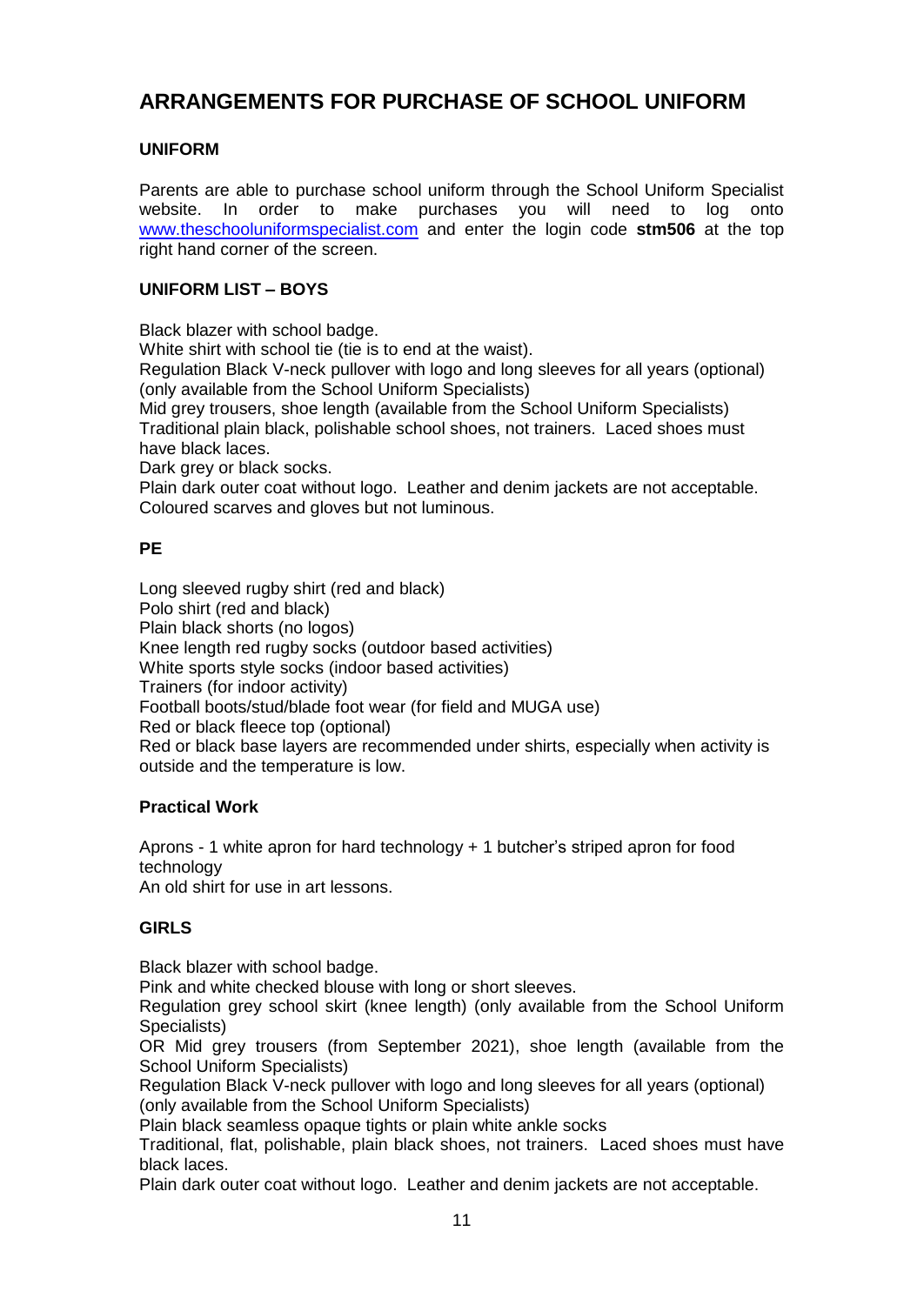# ARRANGEMENTS FOR PURCHASE OF SCHOOL UNIFORM

### UNIFORM

Parents are able to purchase school uniform through the School Uniform Specialist website. In order to make purchases you will need to log onto [www.theschooluniformspecialist.com](http://www.theschooluniformspecialist.com) and enter the login code **stm506** at the top right hand corner of the screen.

### UNIFORM LIST – BOYS

Black blazer with school badge.
White shirt with school tie (tie is to end at the waist).
Regulation Black V-neck pullover with logo and long sleeves for all years (optional) (only available from the School Uniform Specialists)
Mid grey trousers, shoe length (available from the School Uniform Specialists)
Traditional plain black, polishable school shoes, not trainers. Laced shoes must have black laces.
Dark grey or black socks.
Plain dark outer coat without logo. Leather and denim jackets are not acceptable.
Coloured scarves and gloves but not luminous.

### PE

Long sleeved rugby shirt (red and black)
Polo shirt (red and black)
Plain black shorts (no logos)
Knee length red rugby socks (outdoor based activities)
White sports style socks (indoor based activities)
Trainers (for indoor activity)
Football boots/stud/blade foot wear (for field and MUGA use)
Red or black fleece top (optional)
Red or black base layers are recommended under shirts, especially when activity is outside and the temperature is low.

### Practical Work

Aprons - 1 white apron for hard technology + 1 butcher's striped apron for food technology
An old shirt for use in art lessons.

### GIRLS

Black blazer with school badge.
Pink and white checked blouse with long or short sleeves.
Regulation grey school skirt (knee length) (only available from the School Uniform Specialists)
OR Mid grey trousers (from September 2021), shoe length (available from the School Uniform Specialists)
Regulation Black V-neck pullover with logo and long sleeves for all years (optional) (only available from the School Uniform Specialists)
Plain black seamless opaque tights or plain white ankle socks
Traditional, flat, polishable, plain black shoes, not trainers. Laced shoes must have black laces.
Plain dark outer coat without logo. Leather and denim jackets are not acceptable.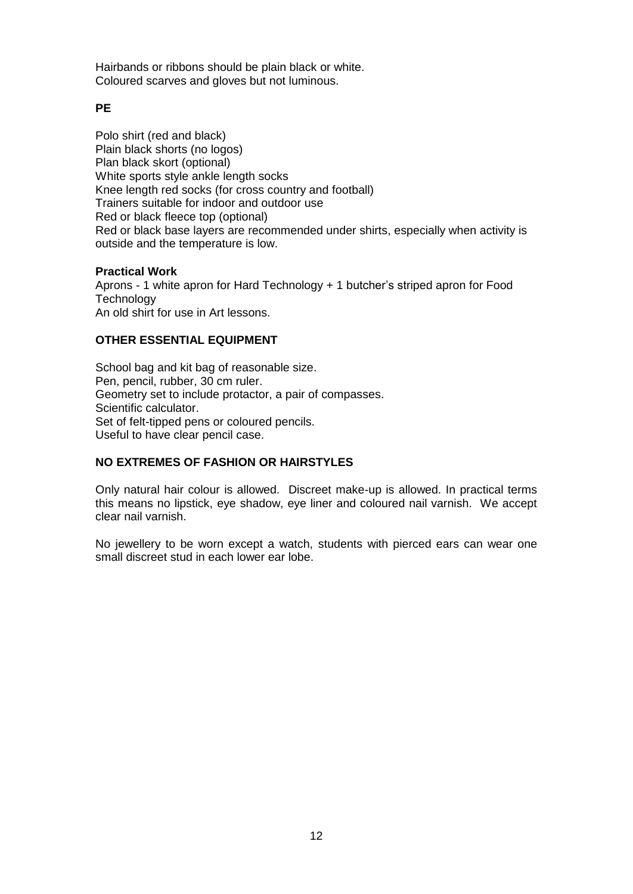Hairbands or ribbons should be plain black or white.
Coloured scarves and gloves but not luminous.

**PE**

Polo shirt (red and black)
Plain black shorts (no logos)
Plan black skort (optional)
White sports style ankle length socks
Knee length red socks (for cross country and football)
Trainers suitable for indoor and outdoor use
Red or black fleece top (optional)
Red or black base layers are recommended under shirts, especially when activity is outside and the temperature is low.

**Practical Work**
Aprons - 1 white apron for Hard Technology + 1 butcher's striped apron for Food Technology
An old shirt for use in Art lessons.

**OTHER ESSENTIAL EQUIPMENT**

School bag and kit bag of reasonable size.
Pen, pencil, rubber, 30 cm ruler.
Geometry set to include protractor, a pair of compasses.
Scientific calculator.
Set of felt-tipped pens or coloured pencils.
Useful to have clear pencil case.

**NO EXTREMES OF FASHION OR HAIRSTYLES**

Only natural hair colour is allowed. Discreet make-up is allowed. In practical terms this means no lipstick, eye shadow, eye liner and coloured nail varnish. We accept clear nail varnish.

No jewellery to be worn except a watch, students with pierced ears can wear one small discreet stud in each lower ear lobe.